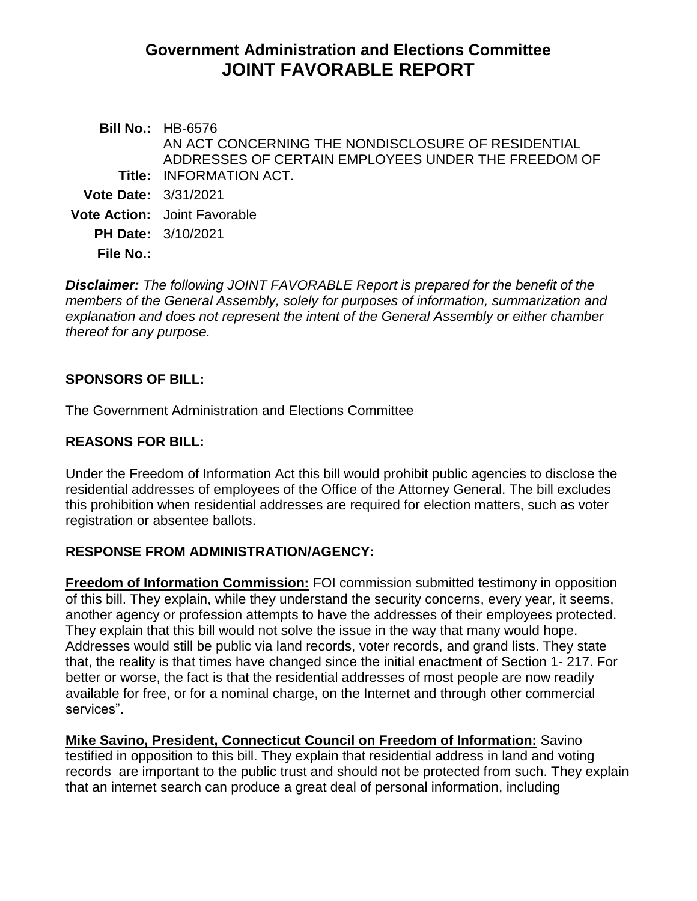# Government Administration and Elections Committee
# JOINT FAVORABLE REPORT

**Bill No.:** HB-6576

**Title:** AN ACT CONCERNING THE NONDISCLOSURE OF RESIDENTIAL ADDRESSES OF CERTAIN EMPLOYEES UNDER THE FREEDOM OF INFORMATION ACT.

**Vote Date:** 3/31/2021

**Vote Action:** Joint Favorable

**PH Date:** 3/10/2021

**File No.:**

***Disclaimer:*** *The following JOINT FAVORABLE Report is prepared for the benefit of the members of the General Assembly, solely for purposes of information, summarization and explanation and does not represent the intent of the General Assembly or either chamber thereof for any purpose.*

## SPONSORS OF BILL:

The Government Administration and Elections Committee

## REASONS FOR BILL:

Under the Freedom of Information Act this bill would prohibit public agencies to disclose the residential addresses of employees of the Office of the Attorney General. The bill excludes this prohibition when residential addresses are required for election matters, such as voter registration or absentee ballots.

## RESPONSE FROM ADMINISTRATION/AGENCY:

**Freedom of Information Commission:** FOI commission submitted testimony in opposition of this bill. They explain, while they understand the security concerns, every year, it seems, another agency or profession attempts to have the addresses of their employees protected. They explain that this bill would not solve the issue in the way that many would hope. Addresses would still be public via land records, voter records, and grand lists. They state that, the reality is that times have changed since the initial enactment of Section 1- 217. For better or worse, the fact is that the residential addresses of most people are now readily available for free, or for a nominal charge, on the Internet and through other commercial services".

**Mike Savino, President, Connecticut Council on Freedom of Information:** Savino testified in opposition to this bill. They explain that residential address in land and voting records are important to the public trust and should not be protected from such. They explain that an internet search can produce a great deal of personal information, including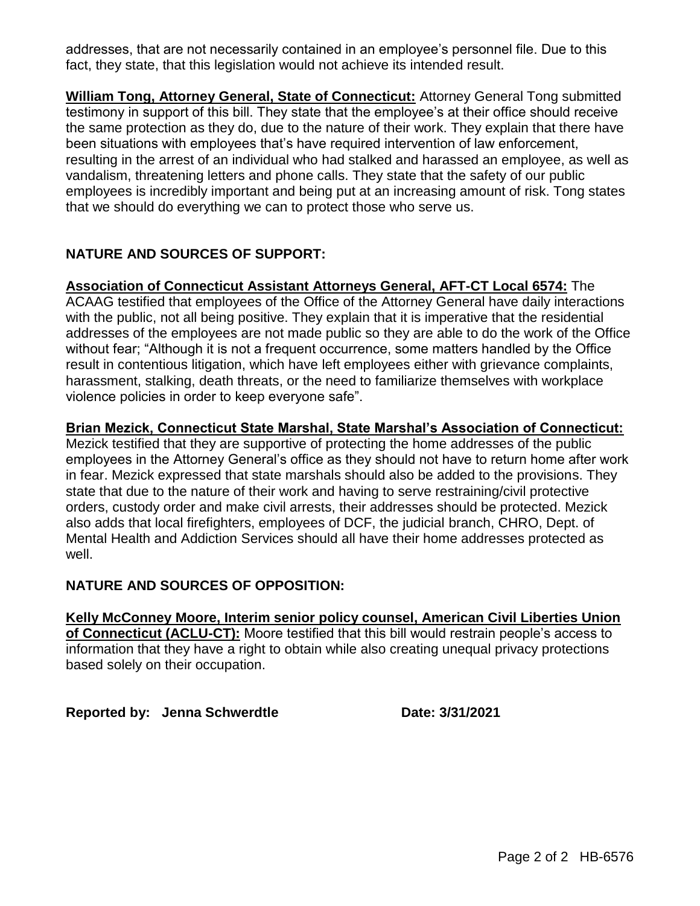addresses, that are not necessarily contained in an employee's personnel file. Due to this fact, they state, that this legislation would not achieve its intended result.

**William Tong, Attorney General, State of Connecticut:** Attorney General Tong submitted testimony in support of this bill. They state that the employee's at their office should receive the same protection as they do, due to the nature of their work. They explain that there have been situations with employees that's have required intervention of law enforcement, resulting in the arrest of an individual who had stalked and harassed an employee, as well as vandalism, threatening letters and phone calls. They state that the safety of our public employees is incredibly important and being put at an increasing amount of risk. Tong states that we should do everything we can to protect those who serve us.

## NATURE AND SOURCES OF SUPPORT:

**Association of Connecticut Assistant Attorneys General, AFT-CT Local 6574:** The ACAAG testified that employees of the Office of the Attorney General have daily interactions with the public, not all being positive. They explain that it is imperative that the residential addresses of the employees are not made public so they are able to do the work of the Office without fear; "Although it is not a frequent occurrence, some matters handled by the Office result in contentious litigation, which have left employees either with grievance complaints, harassment, stalking, death threats, or the need to familiarize themselves with workplace violence policies in order to keep everyone safe".

**Brian Mezick, Connecticut State Marshal, State Marshal's Association of Connecticut:** Mezick testified that they are supportive of protecting the home addresses of the public employees in the Attorney General's office as they should not have to return home after work in fear. Mezick expressed that state marshals should also be added to the provisions. They state that due to the nature of their work and having to serve restraining/civil protective orders, custody order and make civil arrests, their addresses should be protected. Mezick also adds that local firefighters, employees of DCF, the judicial branch, CHRO, Dept. of Mental Health and Addiction Services should all have their home addresses protected as well.

## NATURE AND SOURCES OF OPPOSITION:

**Kelly McConney Moore, Interim senior policy counsel, American Civil Liberties Union of Connecticut (ACLU-CT):** Moore testified that this bill would restrain people's access to information that they have a right to obtain while also creating unequal privacy protections based solely on their occupation.

**Reported by: Jenna Schwerdtle** **Date: 3/31/2021**